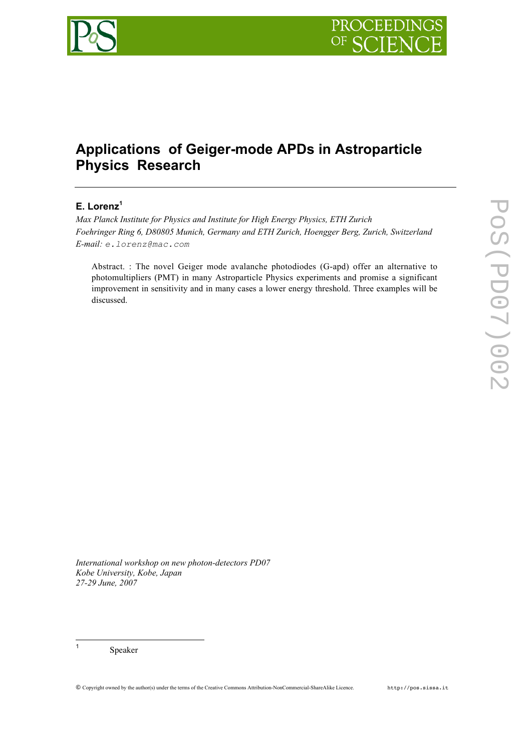# Applications of Geiger-mode APDs in Astroparticle Physics Research

**E. Lorenz**[1]

*Max Planck Institute for Physics and Institute for High Energy Physics, ETH Zurich*
*Foehringer Ring 6, D80805 Munich, Germany and ETH Zurich, Hoengger Berg, Zurich, Switzerland*
*E-mail:* e.lorenz@mac.com

Abstract. : The novel Geiger mode avalanche photodiodes (G-apd) offer an alternative to photomultipliers (PMT) in many Astroparticle Physics experiments and promise a significant improvement in sensitivity and in many cases a lower energy threshold. Three examples will be discussed.

*International workshop on new photon-detectors PD07*
*Kobe University, Kobe, Japan*
*27-29 June, 2007*

[1] Speaker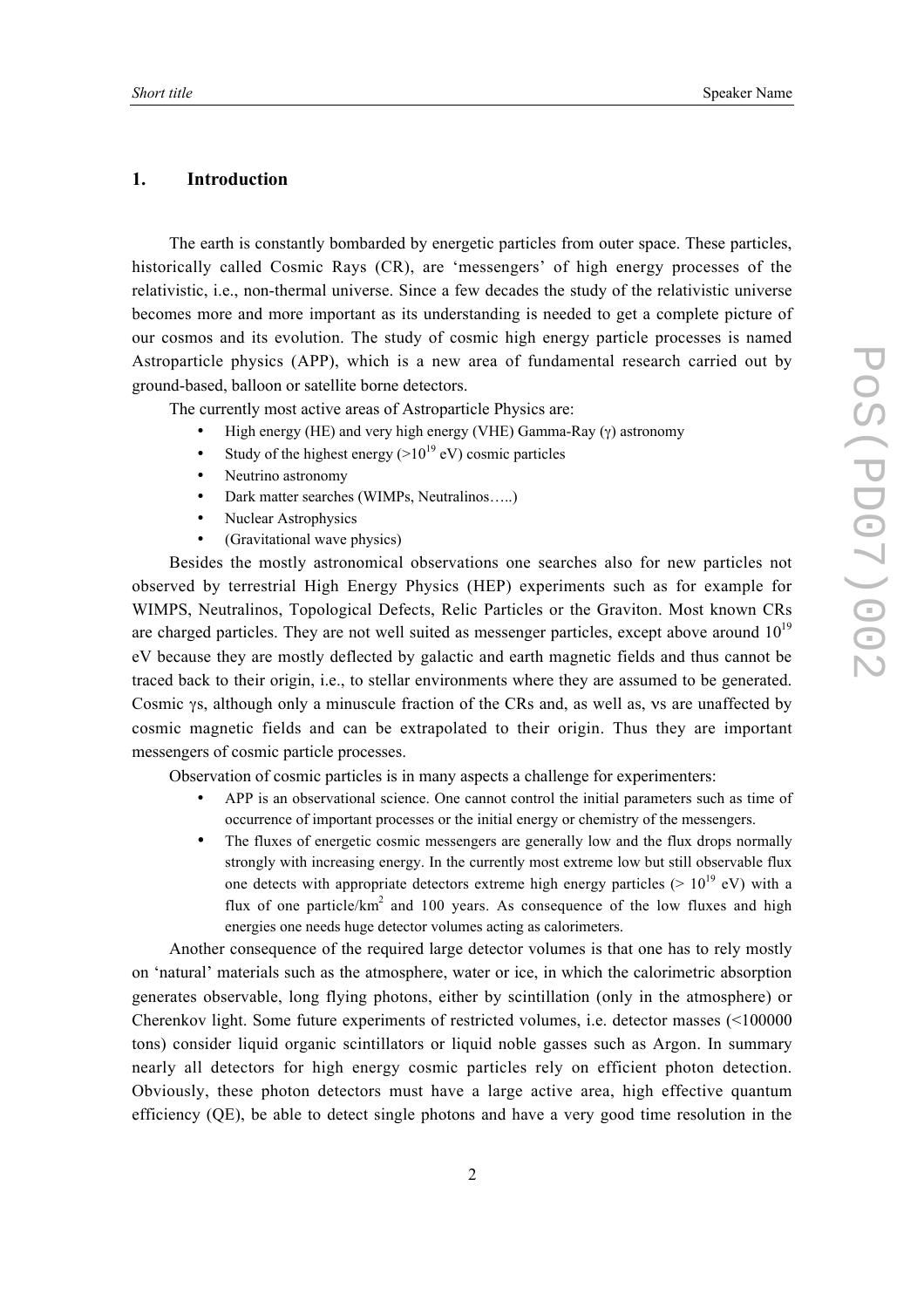## 1. Introduction

The earth is constantly bombarded by energetic particles from outer space. These particles, historically called Cosmic Rays (CR), are 'messengers' of high energy processes of the relativistic, i.e., non-thermal universe. Since a few decades the study of the relativistic universe becomes more and more important as its understanding is needed to get a complete picture of our cosmos and its evolution. The study of cosmic high energy particle processes is named Astroparticle physics (APP), which is a new area of fundamental research carried out by ground-based, balloon or satellite borne detectors.

The currently most active areas of Astroparticle Physics are:

- High energy (HE) and very high energy (VHE) Gamma-Ray ($\gamma$) astronomy
- Study of the highest energy ($>10^{19}$ eV) cosmic particles
- Neutrino astronomy
- Dark matter searches (WIMPs, Neutralinos…..)
- Nuclear Astrophysics
- (Gravitational wave physics)

Besides the mostly astronomical observations one searches also for new particles not observed by terrestrial High Energy Physics (HEP) experiments such as for example for WIMPS, Neutralinos, Topological Defects, Relic Particles or the Graviton. Most known CRs are charged particles. They are not well suited as messenger particles, except above around $10^{19}$ eV because they are mostly deflected by galactic and earth magnetic fields and thus cannot be traced back to their origin, i.e., to stellar environments where they are assumed to be generated. Cosmic $\gamma$s, although only a minuscule fraction of the CRs and, as well as, $\nu$s are unaffected by cosmic magnetic fields and can be extrapolated to their origin. Thus they are important messengers of cosmic particle processes.

Observation of cosmic particles is in many aspects a challenge for experimenters:

- APP is an observational science. One cannot control the initial parameters such as time of occurrence of important processes or the initial energy or chemistry of the messengers.
- The fluxes of energetic cosmic messengers are generally low and the flux drops normally strongly with increasing energy. In the currently most extreme low but still observable flux one detects with appropriate detectors extreme high energy particles ($> 10^{19}$ eV) with a flux of one particle/km$^2$ and 100 years. As consequence of the low fluxes and high energies one needs huge detector volumes acting as calorimeters.

Another consequence of the required large detector volumes is that one has to rely mostly on 'natural' materials such as the atmosphere, water or ice, in which the calorimetric absorption generates observable, long flying photons, either by scintillation (only in the atmosphere) or Cherenkov light. Some future experiments of restricted volumes, i.e. detector masses (<100000 tons) consider liquid organic scintillators or liquid noble gasses such as Argon. In summary nearly all detectors for high energy cosmic particles rely on efficient photon detection. Obviously, these photon detectors must have a large active area, high effective quantum efficiency (QE), be able to detect single photons and have a very good time resolution in the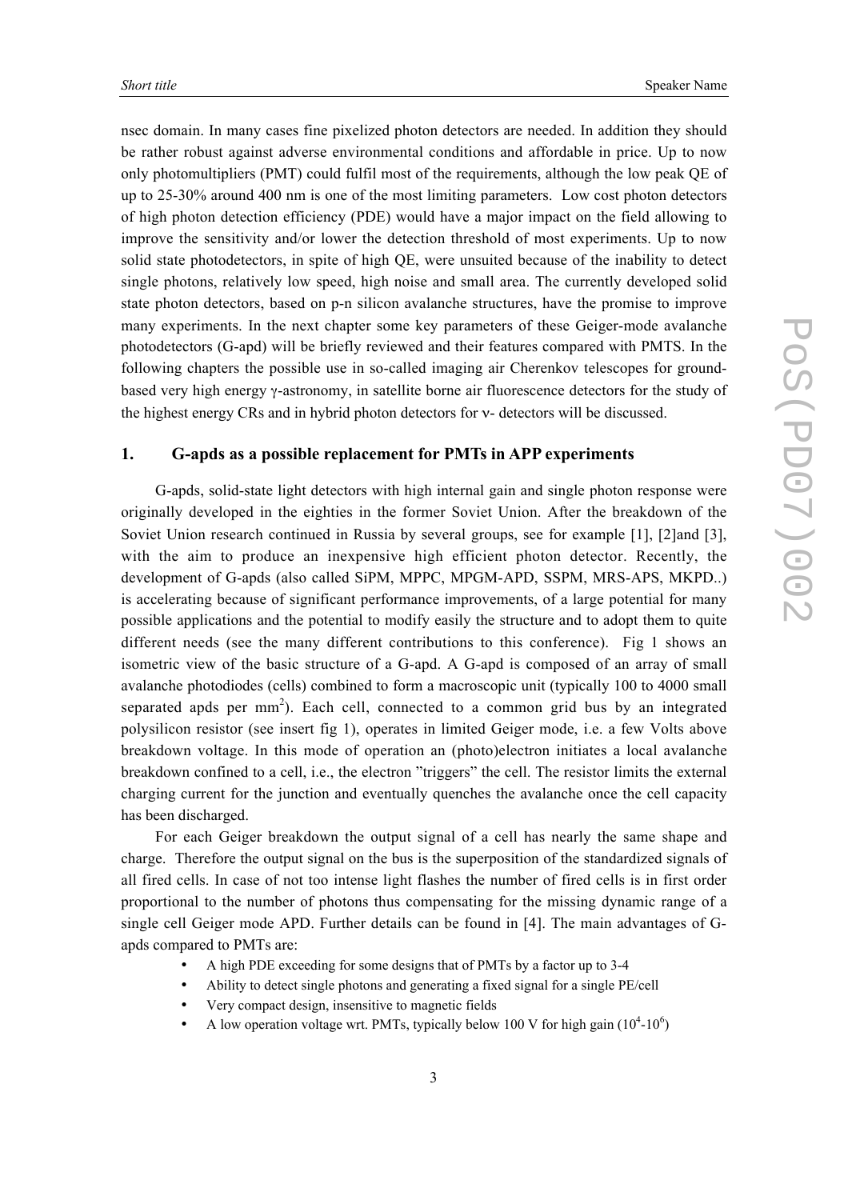nsec domain. In many cases fine pixelized photon detectors are needed. In addition they should be rather robust against adverse environmental conditions and affordable in price. Up to now only photomultipliers (PMT) could fulfil most of the requirements, although the low peak QE of up to 25-30% around 400 nm is one of the most limiting parameters. Low cost photon detectors of high photon detection efficiency (PDE) would have a major impact on the field allowing to improve the sensitivity and/or lower the detection threshold of most experiments. Up to now solid state photodetectors, in spite of high QE, were unsuited because of the inability to detect single photons, relatively low speed, high noise and small area. The currently developed solid state photon detectors, based on p-n silicon avalanche structures, have the promise to improve many experiments. In the next chapter some key parameters of these Geiger-mode avalanche photodetectors (G-apd) will be briefly reviewed and their features compared with PMTS. In the following chapters the possible use in so-called imaging air Cherenkov telescopes for ground-based very high energy γ-astronomy, in satellite borne air fluorescence detectors for the study of the highest energy CRs and in hybrid photon detectors for ν- detectors will be discussed.

## 1. G-apds as a possible replacement for PMTs in APP experiments

G-apds, solid-state light detectors with high internal gain and single photon response were originally developed in the eighties in the former Soviet Union. After the breakdown of the Soviet Union research continued in Russia by several groups, see for example [1], [2]and [3], with the aim to produce an inexpensive high efficient photon detector. Recently, the development of G-apds (also called SiPM, MPPC, MPGM-APD, SSPM, MRS-APS, MKPD..) is accelerating because of significant performance improvements, of a large potential for many possible applications and the potential to modify easily the structure and to adopt them to quite different needs (see the many different contributions to this conference). Fig 1 shows an isometric view of the basic structure of a G-apd. A G-apd is composed of an array of small avalanche photodiodes (cells) combined to form a macroscopic unit (typically 100 to 4000 small separated apds per $mm^2$). Each cell, connected to a common grid bus by an integrated polysilicon resistor (see insert fig 1), operates in limited Geiger mode, i.e. a few Volts above breakdown voltage. In this mode of operation an (photo)electron initiates a local avalanche breakdown confined to a cell, i.e., the electron "triggers" the cell. The resistor limits the external charging current for the junction and eventually quenches the avalanche once the cell capacity has been discharged.

For each Geiger breakdown the output signal of a cell has nearly the same shape and charge. Therefore the output signal on the bus is the superposition of the standardized signals of all fired cells. In case of not too intense light flashes the number of fired cells is in first order proportional to the number of photons thus compensating for the missing dynamic range of a single cell Geiger mode APD. Further details can be found in [4]. The main advantages of G-apds compared to PMTs are:

- A high PDE exceeding for some designs that of PMTs by a factor up to 3-4
- Ability to detect single photons and generating a fixed signal for a single PE/cell
- Very compact design, insensitive to magnetic fields
- A low operation voltage wrt. PMTs, typically below 100 V for high gain ($10^4$-$10^6$)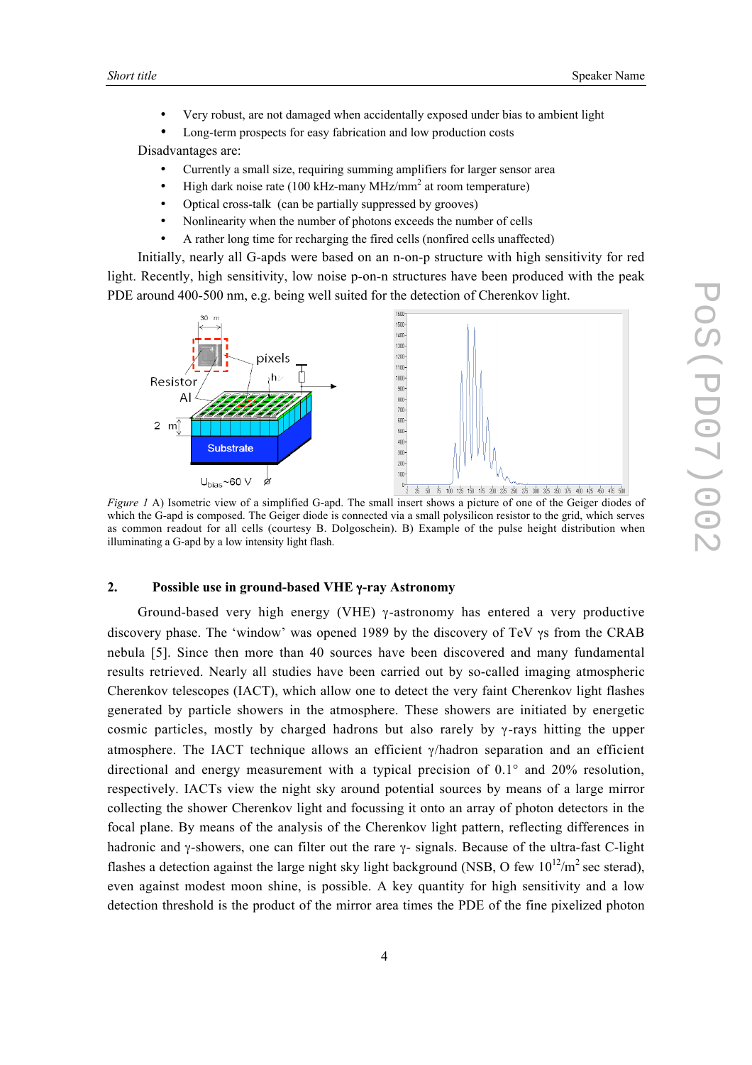- Very robust, are not damaged when accidentally exposed under bias to ambient light
- Long-term prospects for easy fabrication and low production costs

Disadvantages are:

- Currently a small size, requiring summing amplifiers for larger sensor area
- High dark noise rate (100 kHz-many MHz/mm$^2$ at room temperature)
- Optical cross-talk (can be partially suppressed by grooves)
- Nonlinearity when the number of photons exceeds the number of cells
- A rather long time for recharging the fired cells (nonfired cells unaffected)

Initially, nearly all G-apds were based on an n-on-p structure with high sensitivity for red light. Recently, high sensitivity, low noise p-on-n structures have been produced with the peak PDE around 400-500 nm, e.g. being well suited for the detection of Cherenkov light.

*Figure 1* A) Isometric view of a simplified G-apd. The small insert shows a picture of one of the Geiger diodes of which the G-apd is composed. The Geiger diode is connected via a small polysilicon resistor to the grid, which serves as common readout for all cells (courtesy B. Dolgoschein). B) Example of the pulse height distribution when illuminating a G-apd by a low intensity light flash.

## 2. Possible use in ground-based VHE γ-ray Astronomy

Ground-based very high energy (VHE) γ-astronomy has entered a very productive discovery phase. The 'window' was opened 1989 by the discovery of TeV γs from the CRAB nebula [5]. Since then more than 40 sources have been discovered and many fundamental results retrieved. Nearly all studies have been carried out by so-called imaging atmospheric Cherenkov telescopes (IACT), which allow one to detect the very faint Cherenkov light flashes generated by particle showers in the atmosphere. These showers are initiated by energetic cosmic particles, mostly by charged hadrons but also rarely by γ-rays hitting the upper atmosphere. The IACT technique allows an efficient γ/hadron separation and an efficient directional and energy measurement with a typical precision of 0.1° and 20% resolution, respectively. IACTs view the night sky around potential sources by means of a large mirror collecting the shower Cherenkov light and focussing it onto an array of photon detectors in the focal plane. By means of the analysis of the Cherenkov light pattern, reflecting differences in hadronic and γ-showers, one can filter out the rare γ- signals. Because of the ultra-fast C-light flashes a detection against the large night sky light background (NSB, O few $10^{12}$/m$^2$ sec sterad), even against modest moon shine, is possible. A key quantity for high sensitivity and a low detection threshold is the product of the mirror area times the PDE of the fine pixelized photon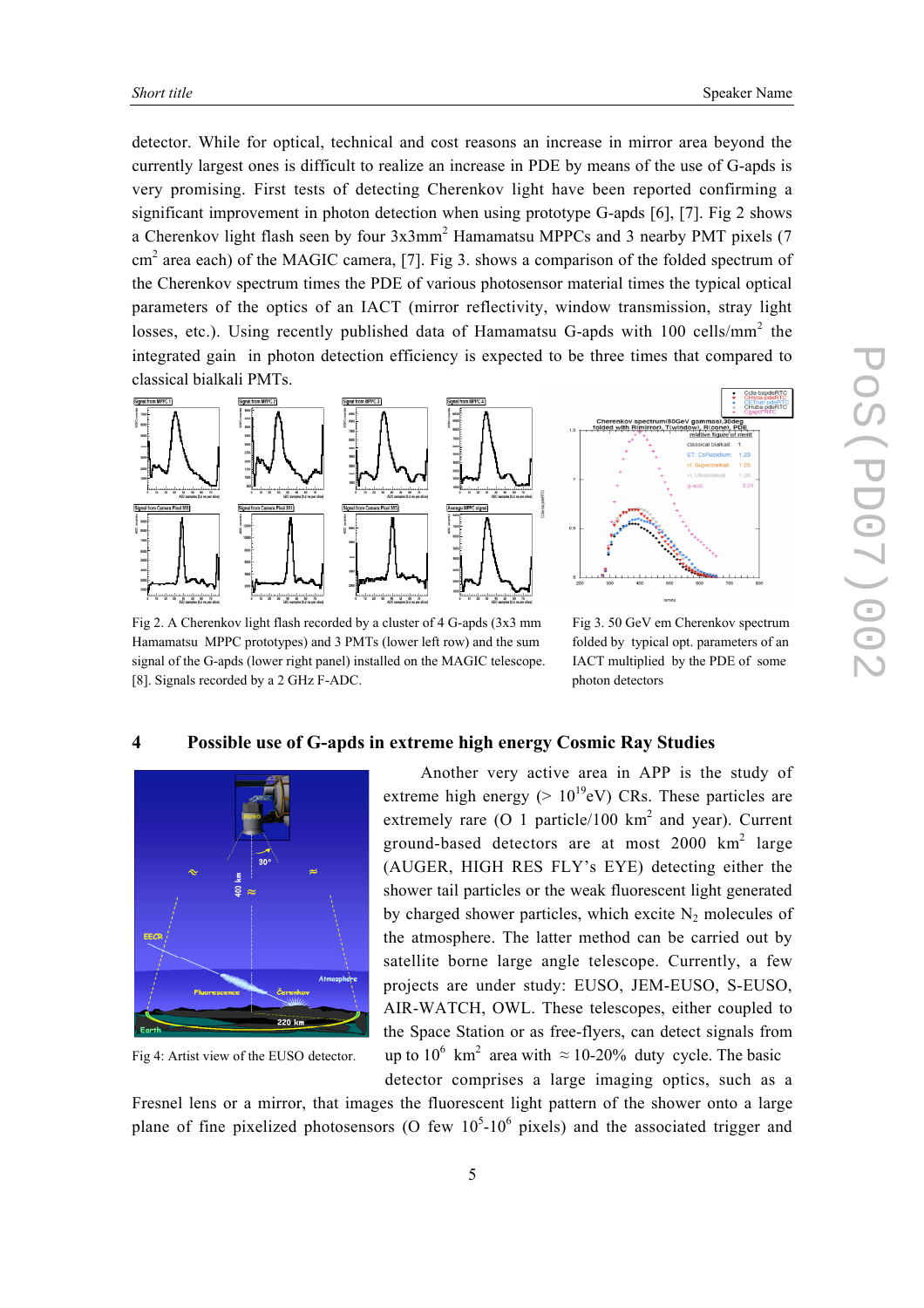detector. While for optical, technical and cost reasons an increase in mirror area beyond the currently largest ones is difficult to realize an increase in PDE by means of the use of G-apds is very promising. First tests of detecting Cherenkov light have been reported confirming a significant improvement in photon detection when using prototype G-apds [6], [7]. Fig 2 shows a Cherenkov light flash seen by four 3x3mm$^2$ Hamamatsu MPPCs and 3 nearby PMT pixels (7 cm$^2$ area each) of the MAGIC camera, [7]. Fig 3. shows a comparison of the folded spectrum of the Cherenkov spectrum times the PDE of various photosensor material times the typical optical parameters of the optics of an IACT (mirror reflectivity, window transmission, stray light losses, etc.). Using recently published data of Hamamatsu G-apds with 100 cells/mm$^2$ the integrated gain in photon detection efficiency is expected to be three times that compared to classical bialkali PMTs.

Fig 2. A Cherenkov light flash recorded by a cluster of 4 G-apds (3x3 mm Hamamatsu MPPC prototypes) and 3 PMTs (lower left row) and the sum signal of the G-apds (lower right panel) installed on the MAGIC telescope. [8]. Signals recorded by a 2 GHz F-ADC.

Fig 3. 50 GeV em Cherenkov spectrum folded by typical opt. parameters of an IACT multiplied by the PDE of some photon detectors

## 4 Possible use of G-apds in extreme high energy Cosmic Ray Studies

Fig 4: Artist view of the EUSO detector.

Another very active area in APP is the study of extreme high energy (> $10^{19}$eV) CRs. These particles are extremely rare (O 1 particle/100 km$^2$ and year). Current ground-based detectors are at most 2000 km$^2$ large (AUGER, HIGH RES FLY'S EYE) detecting either the shower tail particles or the weak fluorescent light generated by charged shower particles, which excite $N_2$ molecules of the atmosphere. The latter method can be carried out by satellite borne large angle telescope. Currently, a few projects are under study: EUSO, JEM-EUSO, S-EUSO, AIR-WATCH, OWL. These telescopes, either coupled to the Space Station or as free-flyers, can detect signals from up to $10^6$ km$^2$ area with ≈ 10-20% duty cycle. The basic detector comprises a large imaging optics, such as a Fresnel lens or a mirror, that images the fluorescent light pattern of the shower onto a large plane of fine pixelized photosensors (O few $10^5$-$10^6$ pixels) and the associated trigger and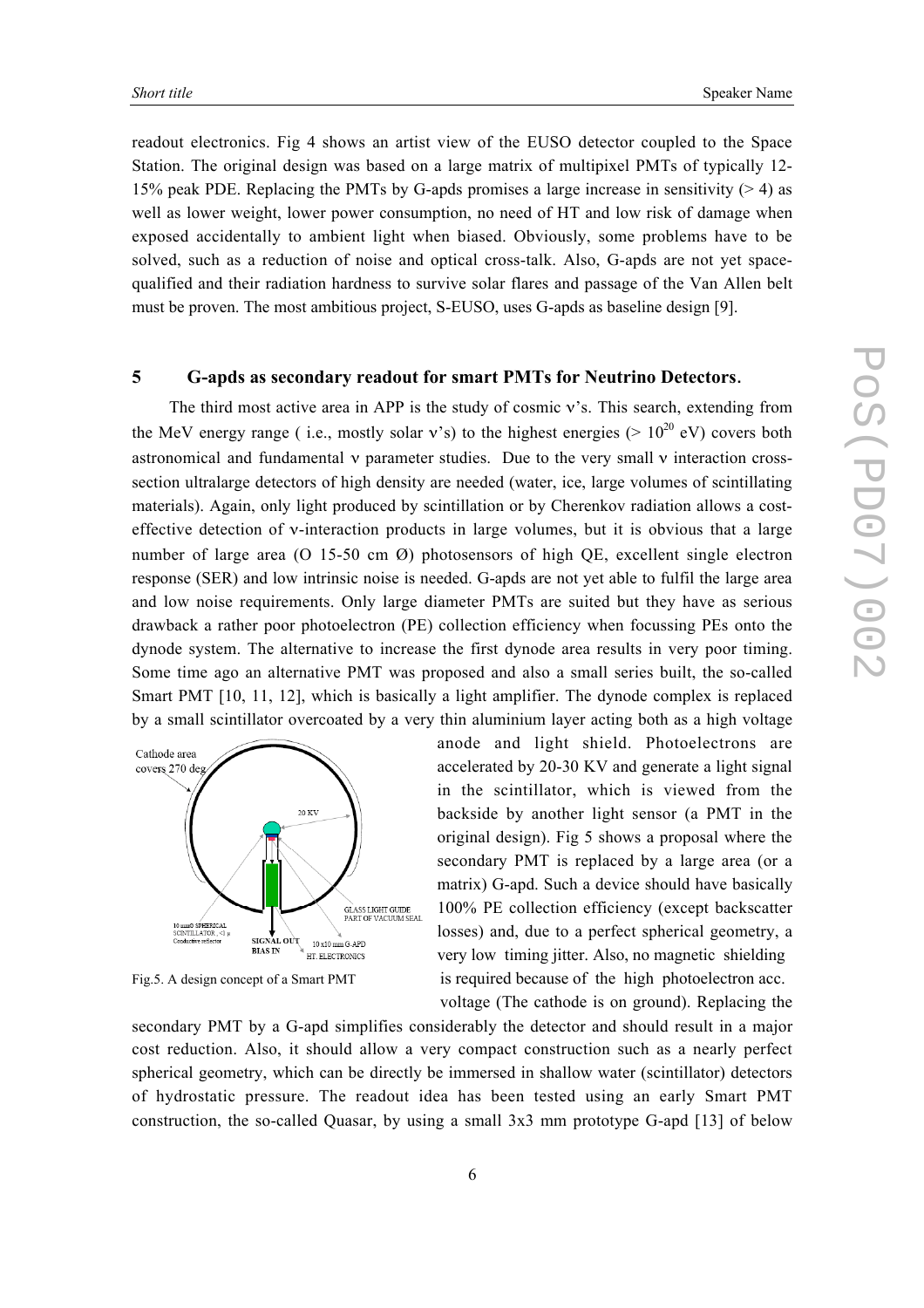readout electronics. Fig 4 shows an artist view of the EUSO detector coupled to the Space Station. The original design was based on a large matrix of multipixel PMTs of typically 12-15% peak PDE. Replacing the PMTs by G-apds promises a large increase in sensitivity (> 4) as well as lower weight, lower power consumption, no need of HT and low risk of damage when exposed accidentally to ambient light when biased. Obviously, some problems have to be solved, such as a reduction of noise and optical cross-talk. Also, G-apds are not yet space-qualified and their radiation hardness to survive solar flares and passage of the Van Allen belt must be proven. The most ambitious project, S-EUSO, uses G-apds as baseline design [9].

## 5 G-apds as secondary readout for smart PMTs for Neutrino Detectors.

The third most active area in APP is the study of cosmic ν's. This search, extending from the MeV energy range ( i.e., mostly solar ν's) to the highest energies (> $10^{20}$ eV) covers both astronomical and fundamental ν parameter studies. Due to the very small ν interaction cross-section ultralarge detectors of high density are needed (water, ice, large volumes of scintillating materials). Again, only light produced by scintillation or by Cherenkov radiation allows a cost-effective detection of ν-interaction products in large volumes, but it is obvious that a large number of large area (O 15-50 cm Ø) photosensors of high QE, excellent single electron response (SER) and low intrinsic noise is needed. G-apds are not yet able to fulfil the large area and low noise requirements. Only large diameter PMTs are suited but they have as serious drawback a rather poor photoelectron (PE) collection efficiency when focussing PEs onto the dynode system. The alternative to increase the first dynode area results in very poor timing. Some time ago an alternative PMT was proposed and also a small series built, the so-called Smart PMT [10, 11, 12], which is basically a light amplifier. The dynode complex is replaced by a small scintillator overcoated by a very thin aluminium layer acting both as a high voltage anode and light shield. Photoelectrons are accelerated by 20-30 KV and generate a light signal in the scintillator, which is viewed from the backside by another light sensor (a PMT in the original design). Fig 5 shows a proposal where the secondary PMT is replaced by a large area (or a matrix) G-apd. Such a device should have basically 100% PE collection efficiency (except backscatter losses) and, due to a perfect spherical geometry, a very low timing jitter. Also, no magnetic shielding is required because of the high photoelectron acc. voltage (The cathode is on ground). Replacing the secondary PMT by a G-apd simplifies considerably the detector and should result in a major cost reduction. Also, it should allow a very compact construction such as a nearly perfect spherical geometry, which can be directly be immersed in shallow water (scintillator) detectors of hydrostatic pressure. The readout idea has been tested using an early Smart PMT construction, the so-called Quasar, by using a small 3x3 mm prototype G-apd [13] of below

Fig.5. A design concept of a Smart PMT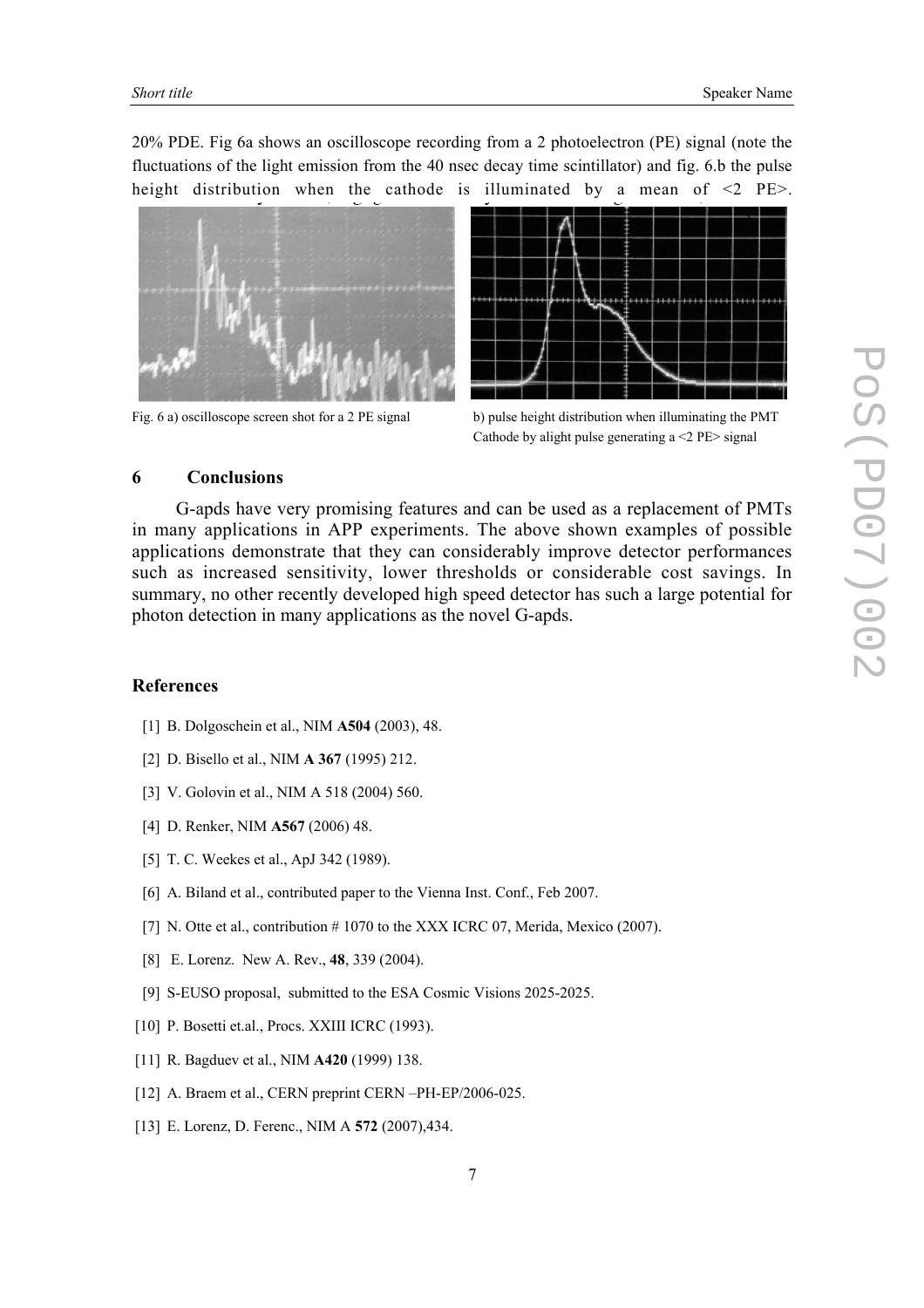20% PDE. Fig 6a shows an oscilloscope recording from a 2 photoelectron (PE) signal (note the fluctuations of the light emission from the 40 nsec decay time scintillator) and fig. 6.b the pulse height distribution when the cathode is illuminated by a mean of <2 PE>.

Fig. 6 a) oscilloscope screen shot for a 2 PE signal

b) pulse height distribution when illuminating the PMT Cathode by alight pulse generating a <2 PE> signal

## 6 Conclusions

G-apds have very promising features and can be used as a replacement of PMTs in many applications in APP experiments. The above shown examples of possible applications demonstrate that they can considerably improve detector performances such as increased sensitivity, lower thresholds or considerable cost savings. In summary, no other recently developed high speed detector has such a large potential for photon detection in many applications as the novel G-apds.

## References

[1] B. Dolgoschein et al., NIM **A504** (2003), 48.

[2] D. Bisello et al., NIM **A 367** (1995) 212.

[3] V. Golovin et al., NIM A 518 (2004) 560.

[4] D. Renker, NIM **A567** (2006) 48.

[5] T. C. Weekes et al., ApJ 342 (1989).

[6] A. Biland et al., contributed paper to the Vienna Inst. Conf., Feb 2007.

[7] N. Otte et al., contribution # 1070 to the XXX ICRC 07, Merida, Mexico (2007).

[8] E. Lorenz. New A. Rev., **48**, 339 (2004).

[9] S-EUSO proposal, submitted to the ESA Cosmic Visions 2025-2025.

[10] P. Bosetti et.al., Procs. XXIII ICRC (1993).

[11] R. Bagduev et al., NIM **A420** (1999) 138.

[12] A. Braem et al., CERN preprint CERN –PH-EP/2006-025.

[13] E. Lorenz, D. Ferenc., NIM A **572** (2007),434.